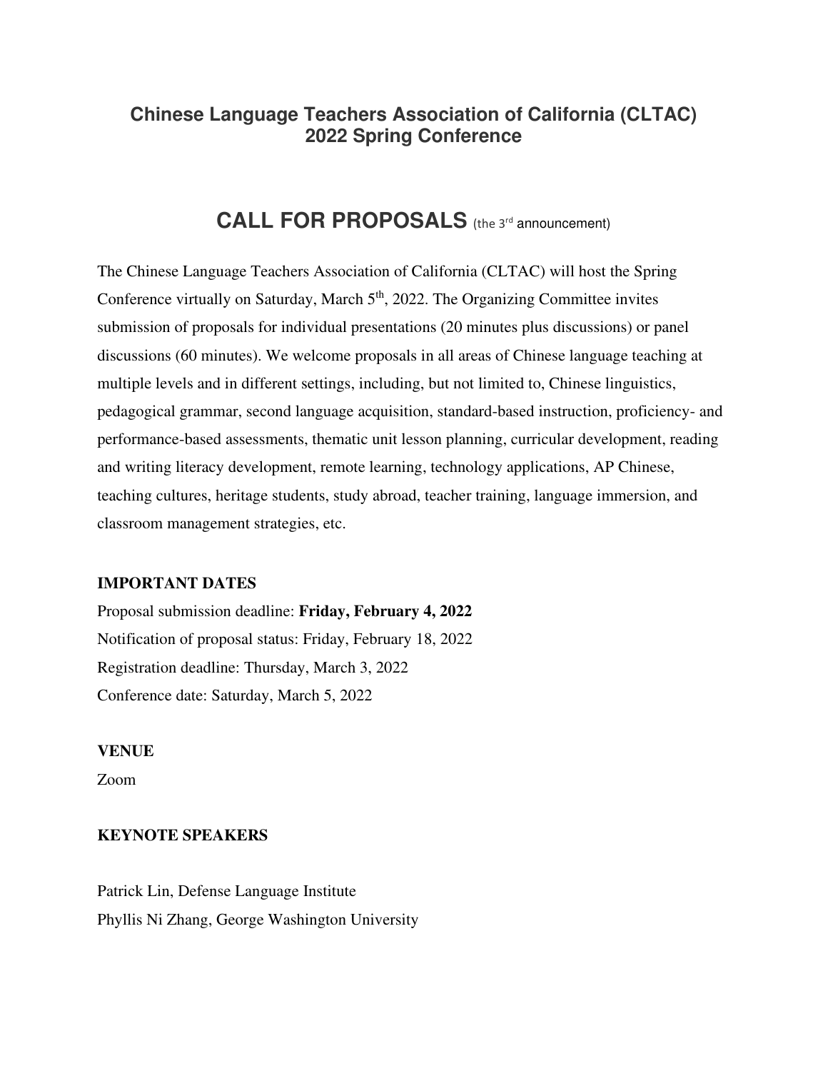# Chinese Language Teachers Association of California (CLTAC) 2022 Spring Conference

## CALL FOR PROPOSALS (the 3rd announcement)

The Chinese Language Teachers Association of California (CLTAC) will host the Spring Conference virtually on Saturday, March 5th, 2022. The Organizing Committee invites submission of proposals for individual presentations (20 minutes plus discussions) or panel discussions (60 minutes). We welcome proposals in all areas of Chinese language teaching at multiple levels and in different settings, including, but not limited to, Chinese linguistics, pedagogical grammar, second language acquisition, standard-based instruction, proficiency- and performance-based assessments, thematic unit lesson planning, curricular development, reading and writing literacy development, remote learning, technology applications, AP Chinese, teaching cultures, heritage students, study abroad, teacher training, language immersion, and classroom management strategies, etc.

**IMPORTANT DATES**

Proposal submission deadline: **Friday, February 4, 2022**
Notification of proposal status: Friday, February 18, 2022
Registration deadline: Thursday, March 3, 2022
Conference date: Saturday, March 5, 2022

**VENUE**

Zoom

**KEYNOTE SPEAKERS**

Patrick Lin, Defense Language Institute
Phyllis Ni Zhang, George Washington University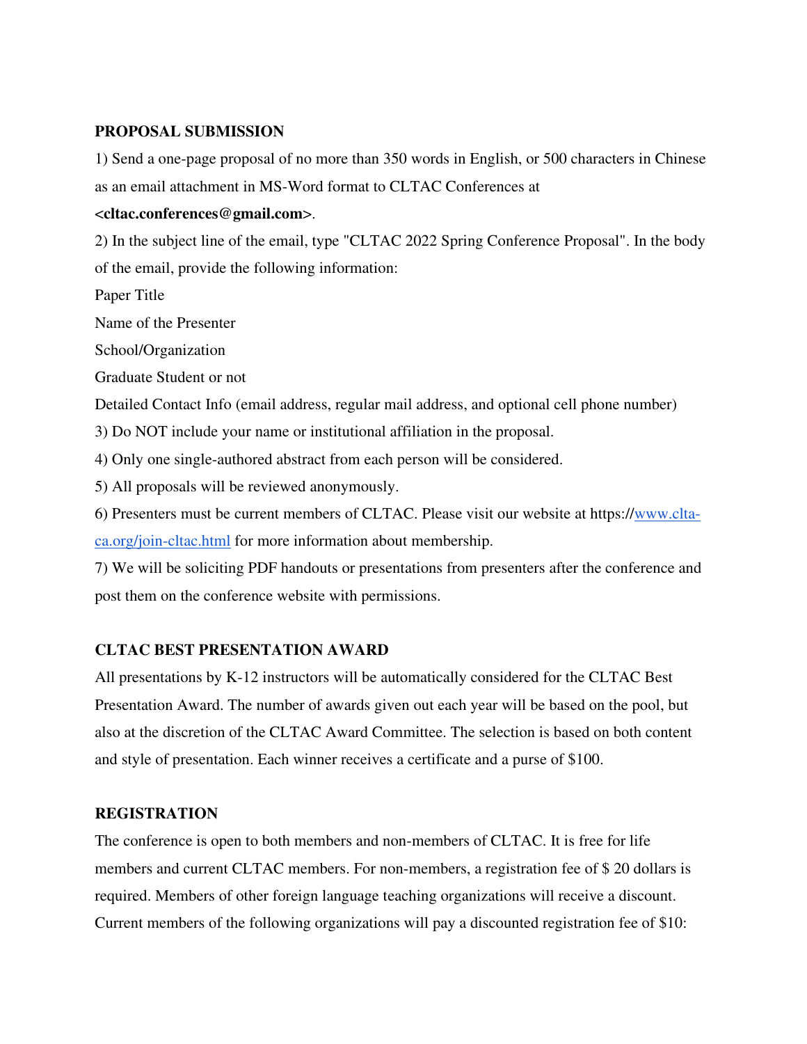## PROPOSAL SUBMISSION

1) Send a one-page proposal of no more than 350 words in English, or 500 characters in Chinese as an email attachment in MS-Word format to CLTAC Conferences at **<cltac.conferences@gmail.com>**.

2) In the subject line of the email, type "CLTAC 2022 Spring Conference Proposal". In the body of the email, provide the following information:

Paper Title

Name of the Presenter

School/Organization

Graduate Student or not

Detailed Contact Info (email address, regular mail address, and optional cell phone number)

3) Do NOT include your name or institutional affiliation in the proposal.

4) Only one single-authored abstract from each person will be considered.

5) All proposals will be reviewed anonymously.

6) Presenters must be current members of CLTAC. Please visit our website at https://www.clta-ca.org/join-cltac.html for more information about membership.

7) We will be soliciting PDF handouts or presentations from presenters after the conference and post them on the conference website with permissions.

## CLTAC BEST PRESENTATION AWARD

All presentations by K-12 instructors will be automatically considered for the CLTAC Best Presentation Award. The number of awards given out each year will be based on the pool, but also at the discretion of the CLTAC Award Committee. The selection is based on both content and style of presentation. Each winner receives a certificate and a purse of $100.

## REGISTRATION

The conference is open to both members and non-members of CLTAC. It is free for life members and current CLTAC members. For non-members, a registration fee of $ 20 dollars is required. Members of other foreign language teaching organizations will receive a discount. Current members of the following organizations will pay a discounted registration fee of $10: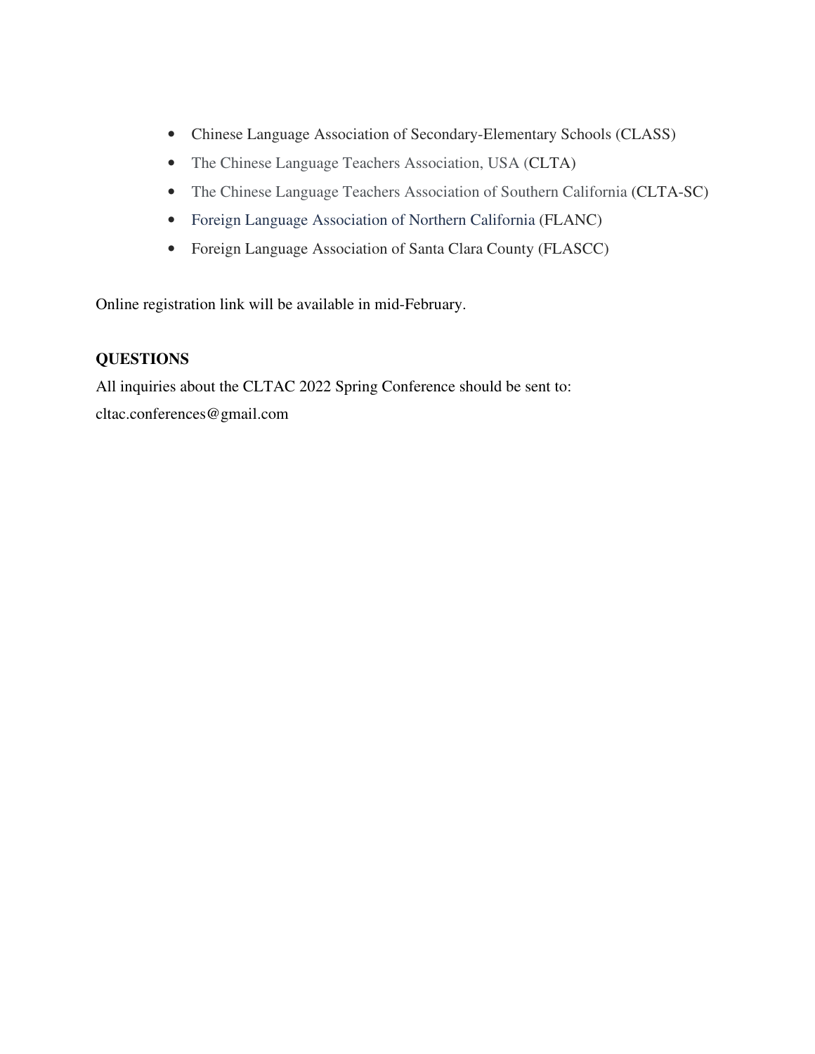- Chinese Language Association of Secondary-Elementary Schools (CLASS)
- The Chinese Language Teachers Association, USA (CLTA)
- The Chinese Language Teachers Association of Southern California (CLTA-SC)
- Foreign Language Association of Northern California (FLANC)
- Foreign Language Association of Santa Clara County (FLASCC)

Online registration link will be available in mid-February.

**QUESTIONS**

All inquiries about the CLTAC 2022 Spring Conference should be sent to:
cltac.conferences@gmail.com